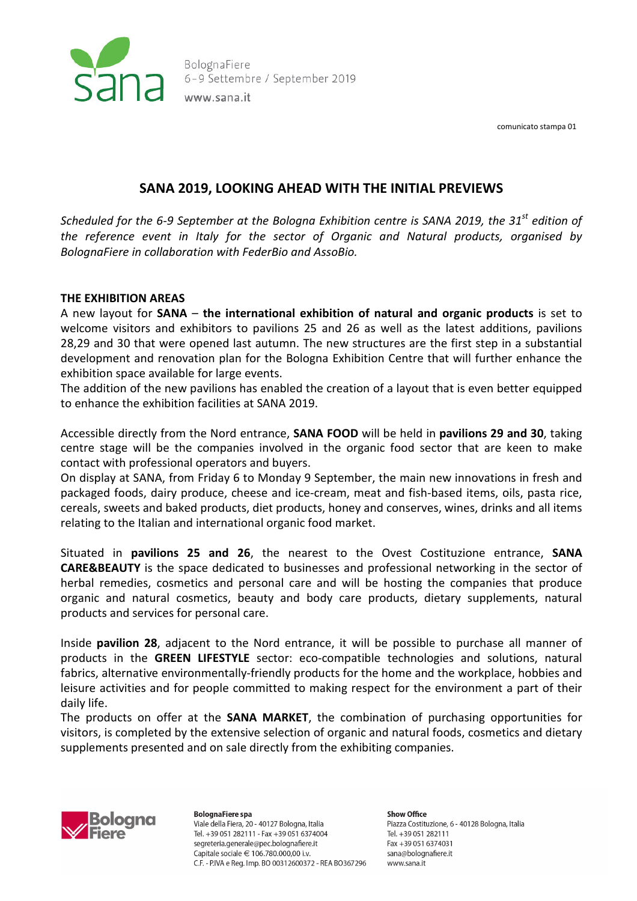comunicato stampa 01

# SANA 2019, LOOKING AHEAD WITH THE INITIAL PREVIEWS

*Scheduled for the 6-9 September at the Bologna Exhibition centre is SANA 2019, the 31st edition of the reference event in Italy for the sector of Organic and Natural products, organised by BolognaFiere in collaboration with FederBio and AssoBio.*

## THE EXHIBITION AREAS

A new layout for **SANA – the international exhibition of natural and organic products** is set to welcome visitors and exhibitors to pavilions 25 and 26 as well as the latest additions, pavilions 28,29 and 30 that were opened last autumn. The new structures are the first step in a substantial development and renovation plan for the Bologna Exhibition Centre that will further enhance the exhibition space available for large events.

The addition of the new pavilions has enabled the creation of a layout that is even better equipped to enhance the exhibition facilities at SANA 2019.

Accessible directly from the Nord entrance, **SANA FOOD** will be held in **pavilions 29 and 30**, taking centre stage will be the companies involved in the organic food sector that are keen to make contact with professional operators and buyers.

On display at SANA, from Friday 6 to Monday 9 September, the main new innovations in fresh and packaged foods, dairy produce, cheese and ice-cream, meat and fish-based items, oils, pasta rice, cereals, sweets and baked products, diet products, honey and conserves, wines, drinks and all items relating to the Italian and international organic food market.

Situated in **pavilions 25 and 26**, the nearest to the Ovest Costituzione entrance, **SANA CARE&BEAUTY** is the space dedicated to businesses and professional networking in the sector of herbal remedies, cosmetics and personal care and will be hosting the companies that produce organic and natural cosmetics, beauty and body care products, dietary supplements, natural products and services for personal care.

Inside **pavilion 28**, adjacent to the Nord entrance, it will be possible to purchase all manner of products in the **GREEN LIFESTYLE** sector: eco-compatible technologies and solutions, natural fabrics, alternative environmentally-friendly products for the home and the workplace, hobbies and leisure activities and for people committed to making respect for the environment a part of their daily life.

The products on offer at the **SANA MARKET**, the combination of purchasing opportunities for visitors, is completed by the extensive selection of organic and natural foods, cosmetics and dietary supplements presented and on sale directly from the exhibiting companies.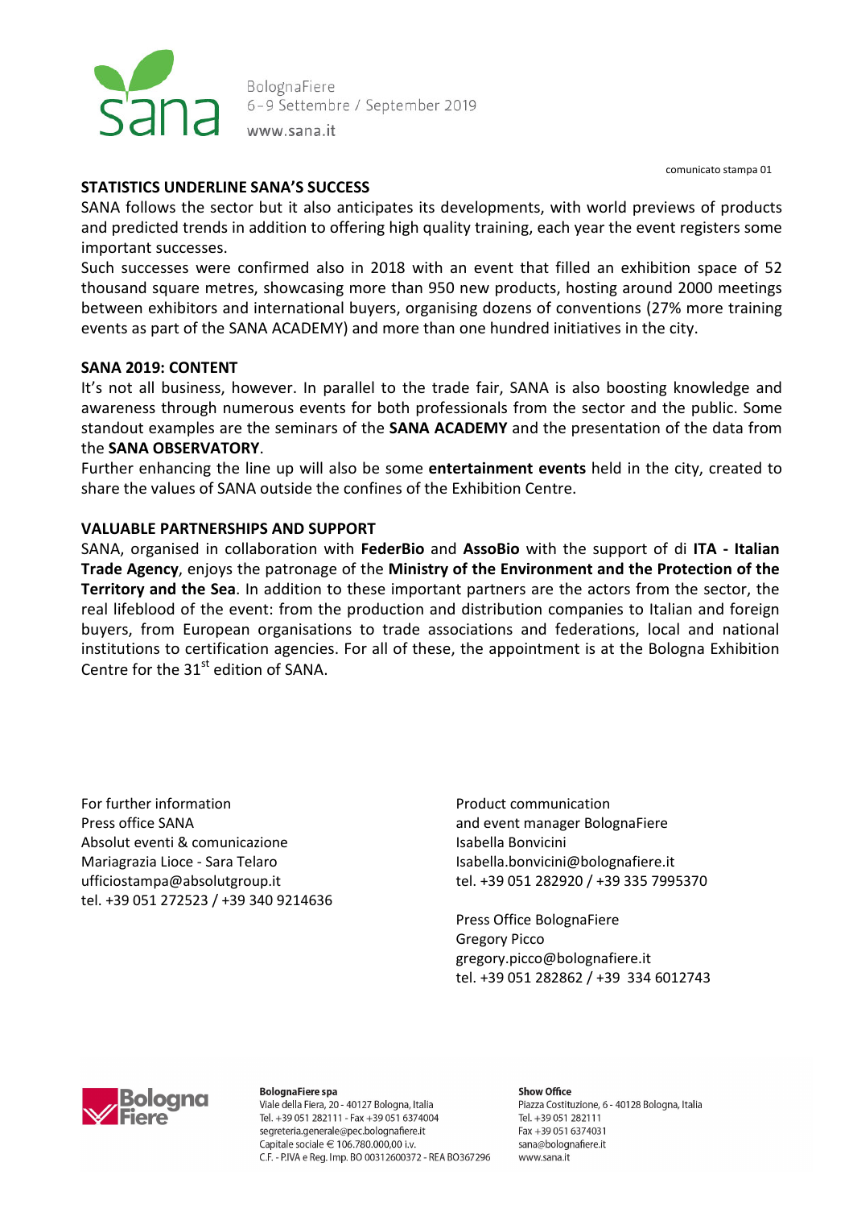comunicato stampa 01

## STATISTICS UNDERLINE SANA'S SUCCESS

SANA follows the sector but it also anticipates its developments, with world previews of products and predicted trends in addition to offering high quality training, each year the event registers some important successes.

Such successes were confirmed also in 2018 with an event that filled an exhibition space of 52 thousand square metres, showcasing more than 950 new products, hosting around 2000 meetings between exhibitors and international buyers, organising dozens of conventions (27% more training events as part of the SANA ACADEMY) and more than one hundred initiatives in the city.

## SANA 2019: CONTENT

It's not all business, however. In parallel to the trade fair, SANA is also boosting knowledge and awareness through numerous events for both professionals from the sector and the public. Some standout examples are the seminars of the **SANA ACADEMY** and the presentation of the data from the **SANA OBSERVATORY**.

Further enhancing the line up will also be some **entertainment events** held in the city, created to share the values of SANA outside the confines of the Exhibition Centre.

## VALUABLE PARTNERSHIPS AND SUPPORT

SANA, organised in collaboration with **FederBio** and **AssoBio** with the support of di **ITA - Italian Trade Agency**, enjoys the patronage of the **Ministry of the Environment and the Protection of the Territory and the Sea**. In addition to these important partners are the actors from the sector, the real lifeblood of the event: from the production and distribution companies to Italian and foreign buyers, from European organisations to trade associations and federations, local and national institutions to certification agencies. For all of these, the appointment is at the Bologna Exhibition Centre for the 31st edition of SANA.

For further information
Press office SANA
Absolut eventi & comunicazione
Mariagrazia Lioce - Sara Telaro
ufficiostampa@absolutgroup.it
tel. +39 051 272523 / +39 340 9214636

Product communication
and event manager BolognaFiere
Isabella Bonvicini
Isabella.bonvicini@bolognafiere.it
tel. +39 051 282920 / +39 335 7995370

Press Office BolognaFiere
Gregory Picco
gregory.picco@bolognafiere.it
tel. +39 051 282862 / +39 334 6012743